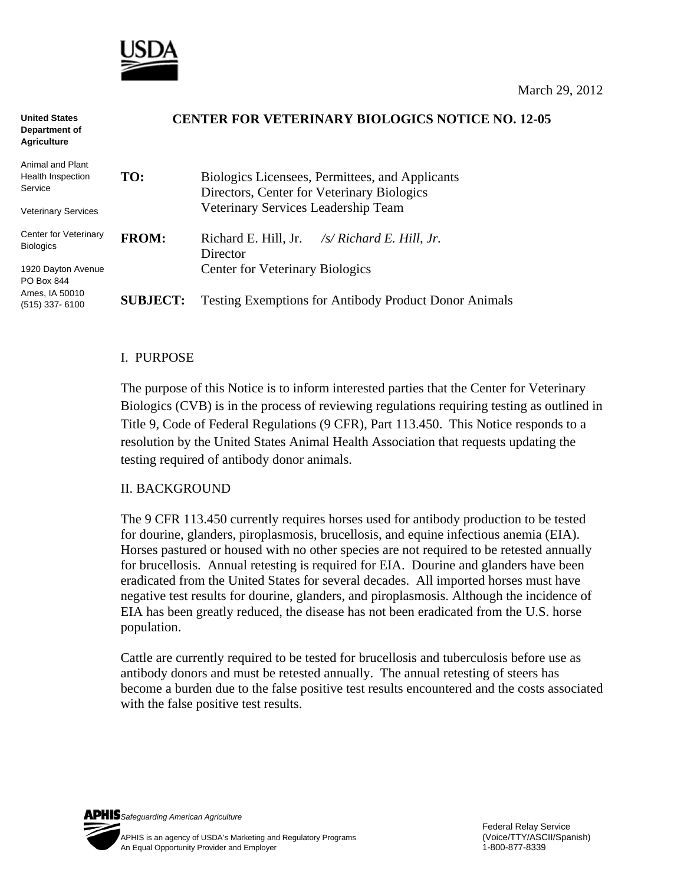USDA

March 29, 2012

**United States Department of Agriculture**

Animal and Plant Health Inspection Service

Veterinary Services

Center for Veterinary Biologics

1920 Dayton Avenue
PO Box 844
Ames, IA 50010
(515) 337- 6100

## CENTER FOR VETERINARY BIOLOGICS NOTICE NO. 12-05

**TO:** Biologics Licensees, Permittees, and Applicants
Directors, Center for Veterinary Biologics
Veterinary Services Leadership Team

**FROM:** Richard E. Hill, Jr. */s/ Richard E. Hill, Jr.*
Director
Center for Veterinary Biologics

**SUBJECT:** Testing Exemptions for Antibody Product Donor Animals

I. PURPOSE

The purpose of this Notice is to inform interested parties that the Center for Veterinary Biologics (CVB) is in the process of reviewing regulations requiring testing as outlined in Title 9, Code of Federal Regulations (9 CFR), Part 113.450. This Notice responds to a resolution by the United States Animal Health Association that requests updating the testing required of antibody donor animals.

II. BACKGROUND

The 9 CFR 113.450 currently requires horses used for antibody production to be tested for dourine, glanders, piroplasmosis, brucellosis, and equine infectious anemia (EIA). Horses pastured or housed with no other species are not required to be retested annually for brucellosis. Annual retesting is required for EIA. Dourine and glanders have been eradicated from the United States for several decades. All imported horses must have negative test results for dourine, glanders, and piroplasmosis. Although the incidence of EIA has been greatly reduced, the disease has not been eradicated from the U.S. horse population.

Cattle are currently required to be tested for brucellosis and tuberculosis before use as antibody donors and must be retested annually. The annual retesting of steers has become a burden due to the false positive test results encountered and the costs associated with the false positive test results.

APHIS *Safeguarding American Agriculture*

APHIS is an agency of USDA's Marketing and Regulatory Programs
An Equal Opportunity Provider and Employer

Federal Relay Service
(Voice/TTY/ASCII/Spanish)
1-800-877-8339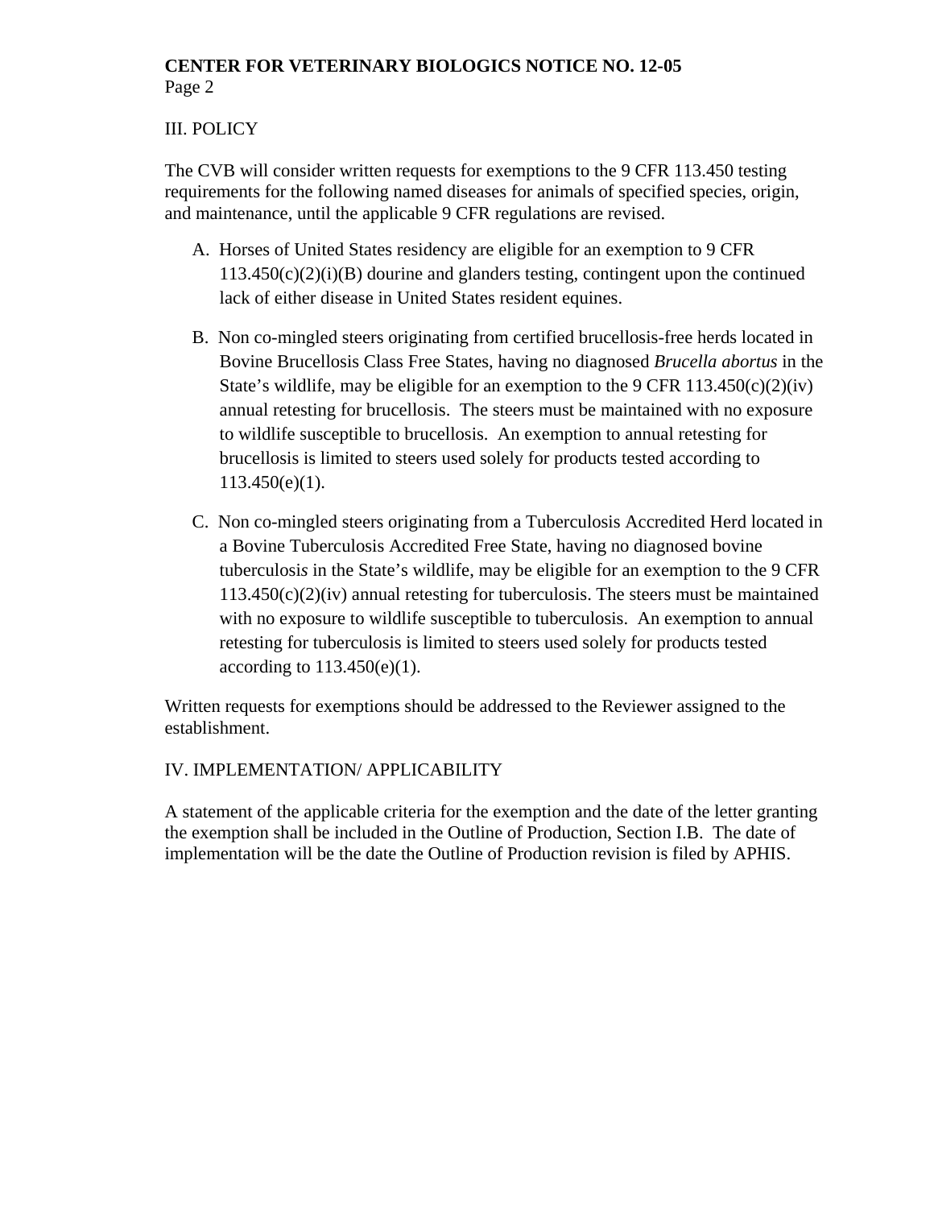## III. POLICY

The CVB will consider written requests for exemptions to the 9 CFR 113.450 testing requirements for the following named diseases for animals of specified species, origin, and maintenance, until the applicable 9 CFR regulations are revised.

A. Horses of United States residency are eligible for an exemption to 9 CFR 113.450(c)(2)(i)(B) dourine and glanders testing, contingent upon the continued lack of either disease in United States resident equines.

B. Non co-mingled steers originating from certified brucellosis-free herds located in Bovine Brucellosis Class Free States, having no diagnosed *Brucella abortus* in the State's wildlife, may be eligible for an exemption to the 9 CFR 113.450(c)(2)(iv) annual retesting for brucellosis. The steers must be maintained with no exposure to wildlife susceptible to brucellosis. An exemption to annual retesting for brucellosis is limited to steers used solely for products tested according to 113.450(e)(1).

C. Non co-mingled steers originating from a Tuberculosis Accredited Herd located in a Bovine Tuberculosis Accredited Free State, having no diagnosed bovine tuberculosis in the State's wildlife, may be eligible for an exemption to the 9 CFR 113.450(c)(2)(iv) annual retesting for tuberculosis. The steers must be maintained with no exposure to wildlife susceptible to tuberculosis. An exemption to annual retesting for tuberculosis is limited to steers used solely for products tested according to 113.450(e)(1).

Written requests for exemptions should be addressed to the Reviewer assigned to the establishment.

## IV. IMPLEMENTATION/ APPLICABILITY

A statement of the applicable criteria for the exemption and the date of the letter granting the exemption shall be included in the Outline of Production, Section I.B. The date of implementation will be the date the Outline of Production revision is filed by APHIS.